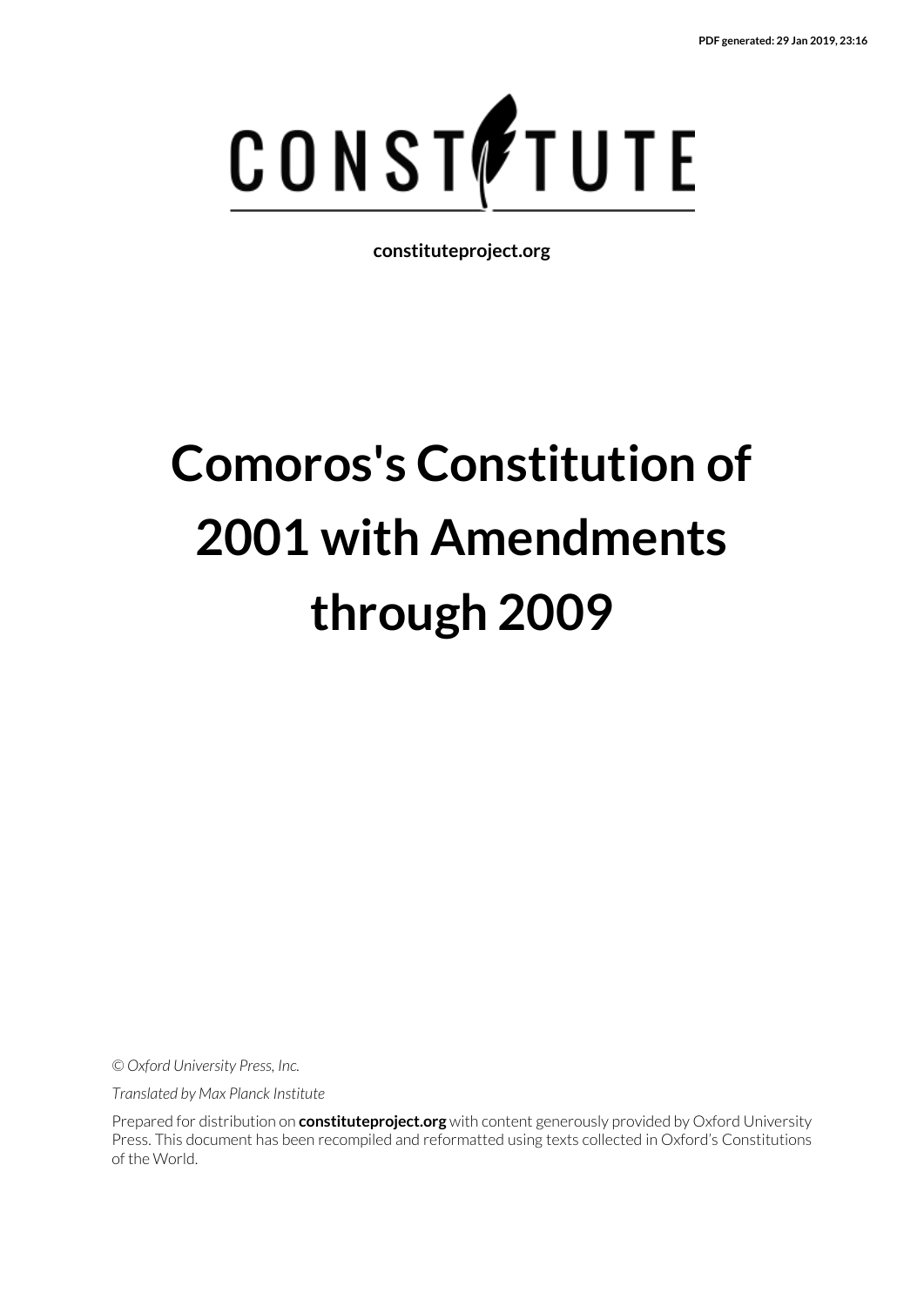PDF generated: 29 Jan 2019, 23:16

CONSTITUTE

constituteproject.org

# Comoros's Constitution of 2001 with Amendments through 2009

*© Oxford University Press, Inc.*

*Translated by Max Planck Institute*

Prepared for distribution on **constituteproject.org** with content generously provided by Oxford University Press. This document has been recompiled and reformatted using texts collected in Oxford's Constitutions of the World.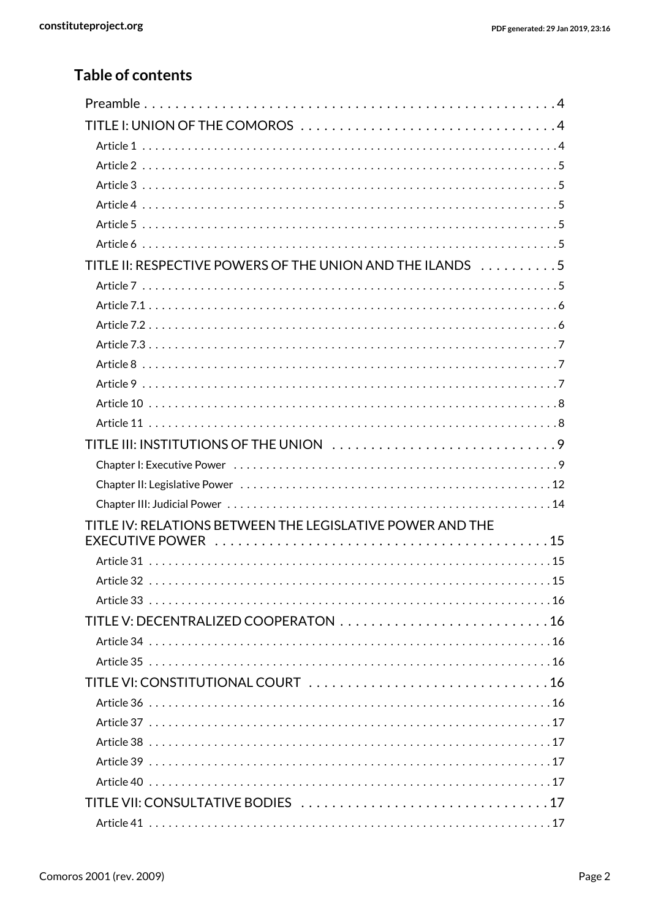## Table of contents

- Preamble . . . 4
- TITLE I: UNION OF THE COMOROS . . . 4
  - Article 1 . . . 4
  - Article 2 . . . 5
  - Article 3 . . . 5
  - Article 4 . . . 5
  - Article 5 . . . 5
  - Article 6 . . . 5
- TITLE II: RESPECTIVE POWERS OF THE UNION AND THE ILANDS . . . 5
  - Article 7 . . . 5
  - Article 7.1 . . . 6
  - Article 7.2 . . . 6
  - Article 7.3 . . . 7
  - Article 8 . . . 7
  - Article 9 . . . 7
  - Article 10 . . . 8
  - Article 11 . . . 8
- TITLE III: INSTITUTIONS OF THE UNION . . . 9
  - Chapter I: Executive Power . . . 9
  - Chapter II: Legislative Power . . . 12
  - Chapter III: Judicial Power . . . 14
- TITLE IV: RELATIONS BETWEEN THE LEGISLATIVE POWER AND THE EXECUTIVE POWER . . . 15
  - Article 31 . . . 15
  - Article 32 . . . 15
  - Article 33 . . . 16
- TITLE V: DECENTRALIZED COOPERATON . . . 16
  - Article 34 . . . 16
  - Article 35 . . . 16
- TITLE VI: CONSTITUTIONAL COURT . . . 16
  - Article 36 . . . 16
  - Article 37 . . . 17
  - Article 38 . . . 17
  - Article 39 . . . 17
  - Article 40 . . . 17
- TITLE VII: CONSULTATIVE BODIES . . . 17
  - Article 41 . . . 17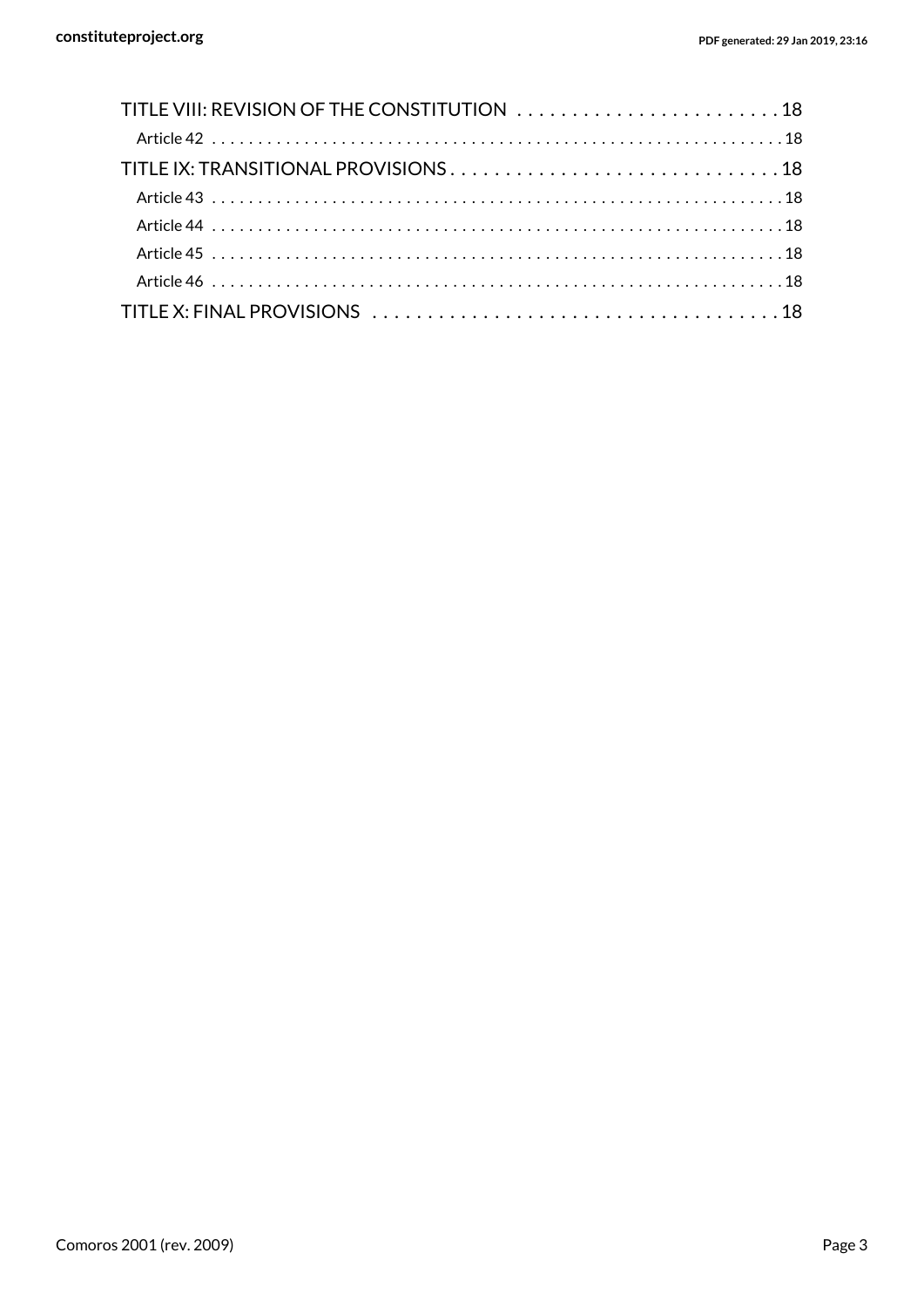TITLE VIII: REVISION OF THE CONSTITUTION . . . . . . . . . . . . . . . . . . . . . . . . . 18
- Article 42 . . . . . . . . . . . . . . . . . . . . . . . . . . . . . . . . . . . . . . . . . . . . . . . . . . . . . . . . . . . . . 18

TITLE IX: TRANSITIONAL PROVISIONS . . . . . . . . . . . . . . . . . . . . . . . . . . . . . . . 18
- Article 43 . . . . . . . . . . . . . . . . . . . . . . . . . . . . . . . . . . . . . . . . . . . . . . . . . . . . . . . . . . . . . 18
- Article 44 . . . . . . . . . . . . . . . . . . . . . . . . . . . . . . . . . . . . . . . . . . . . . . . . . . . . . . . . . . . . . 18
- Article 45 . . . . . . . . . . . . . . . . . . . . . . . . . . . . . . . . . . . . . . . . . . . . . . . . . . . . . . . . . . . . . 18
- Article 46 . . . . . . . . . . . . . . . . . . . . . . . . . . . . . . . . . . . . . . . . . . . . . . . . . . . . . . . . . . . . . 18

TITLE X: FINAL PROVISIONS . . . . . . . . . . . . . . . . . . . . . . . . . . . . . . . . . . . . . . 18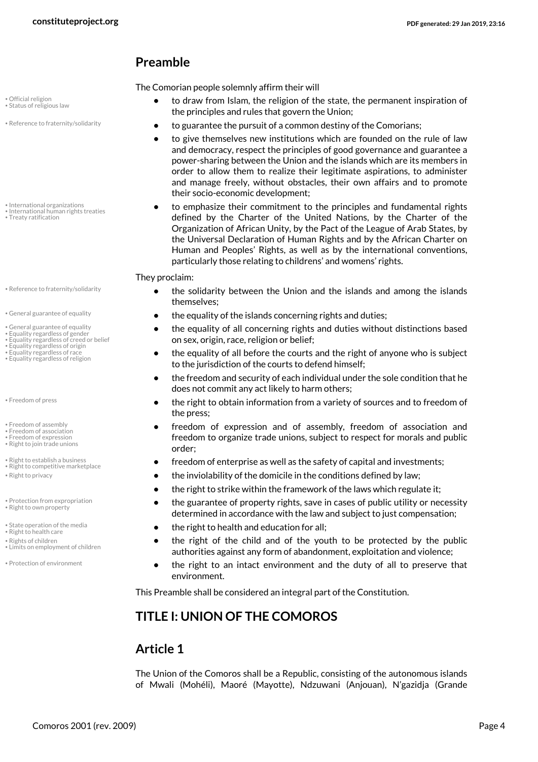## Preamble

The Comorian people solemnly affirm their will

- to draw from Islam, the religion of the state, the permanent inspiration of the principles and rules that govern the Union;
- to guarantee the pursuit of a common destiny of the Comorians;
- to give themselves new institutions which are founded on the rule of law and democracy, respect the principles of good governance and guarantee a power-sharing between the Union and the islands which are its members in order to allow them to realize their legitimate aspirations, to administer and manage freely, without obstacles, their own affairs and to promote their socio-economic development;
- to emphasize their commitment to the principles and fundamental rights defined by the Charter of the United Nations, by the Charter of the Organization of African Unity, by the Pact of the League of Arab States, by the Universal Declaration of Human Rights and by the African Charter on Human and Peoples' Rights, as well as by the international conventions, particularly those relating to childrens' and womens' rights.

They proclaim:

- the solidarity between the Union and the islands and among the islands themselves;
- the equality of the islands concerning rights and duties;
- the equality of all concerning rights and duties without distinctions based on sex, origin, race, religion or belief;
- the equality of all before the courts and the right of anyone who is subject to the jurisdiction of the courts to defend himself;
- the freedom and security of each individual under the sole condition that he does not commit any act likely to harm others;
- the right to obtain information from a variety of sources and to freedom of the press;
- freedom of expression and of assembly, freedom of association and freedom to organize trade unions, subject to respect for morals and public order;
- freedom of enterprise as well as the safety of capital and investments;
- the inviolability of the domicile in the conditions defined by law;
- the right to strike within the framework of the laws which regulate it;
- the guarantee of property rights, save in cases of public utility or necessity determined in accordance with the law and subject to just compensation;
- the right to health and education for all;
- the right of the child and of the youth to be protected by the public authorities against any form of abandonment, exploitation and violence;
- the right to an intact environment and the duty of all to preserve that environment.

This Preamble shall be considered an integral part of the Constitution.

## TITLE I: UNION OF THE COMOROS

## Article 1

The Union of the Comoros shall be a Republic, consisting of the autonomous islands of Mwali (Mohéli), Maoré (Mayotte), Ndzuwani (Anjouan), N'gazidja (Grande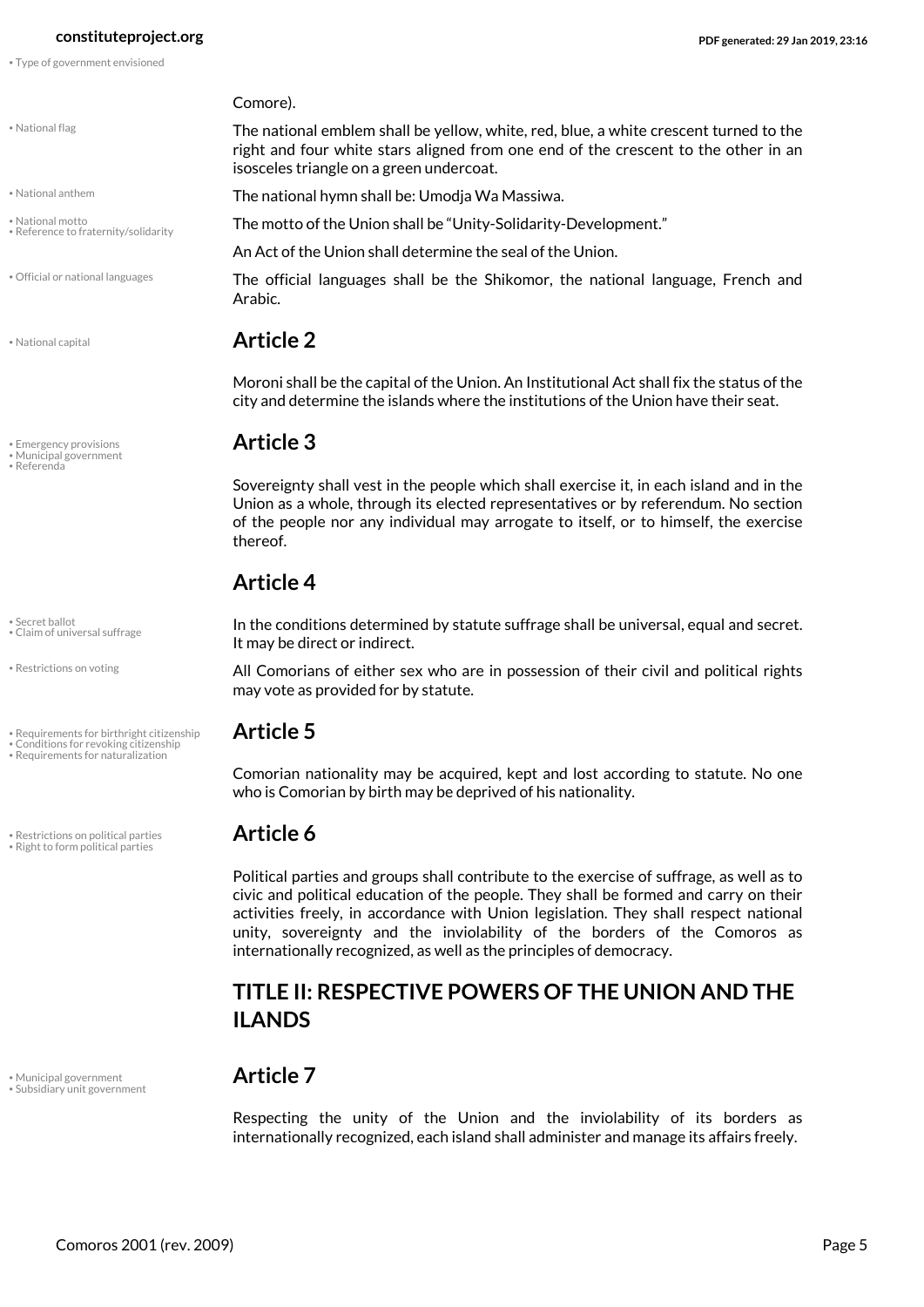Comore).

The national emblem shall be yellow, white, red, blue, a white crescent turned to the right and four white stars aligned from one end of the crescent to the other in an isosceles triangle on a green undercoat.

The national hymn shall be: Umodja Wa Massiwa.

The motto of the Union shall be "Unity-Solidarity-Development."

An Act of the Union shall determine the seal of the Union.

The official languages shall be the Shikomor, the national language, French and Arabic.

## Article 2

Moroni shall be the capital of the Union. An Institutional Act shall fix the status of the city and determine the islands where the institutions of the Union have their seat.

## Article 3

Sovereignty shall vest in the people which shall exercise it, in each island and in the Union as a whole, through its elected representatives or by referendum. No section of the people nor any individual may arrogate to itself, or to himself, the exercise thereof.

## Article 4

In the conditions determined by statute suffrage shall be universal, equal and secret. It may be direct or indirect.

All Comorians of either sex who are in possession of their civil and political rights may vote as provided for by statute.

## Article 5

Comorian nationality may be acquired, kept and lost according to statute. No one who is Comorian by birth may be deprived of his nationality.

## Article 6

Political parties and groups shall contribute to the exercise of suffrage, as well as to civic and political education of the people. They shall be formed and carry on their activities freely, in accordance with Union legislation. They shall respect national unity, sovereignty and the inviolability of the borders of the Comoros as internationally recognized, as well as the principles of democracy.

# TITLE II: RESPECTIVE POWERS OF THE UNION AND THE ILANDS

## Article 7

Respecting the unity of the Union and the inviolability of its borders as internationally recognized, each island shall administer and manage its affairs freely.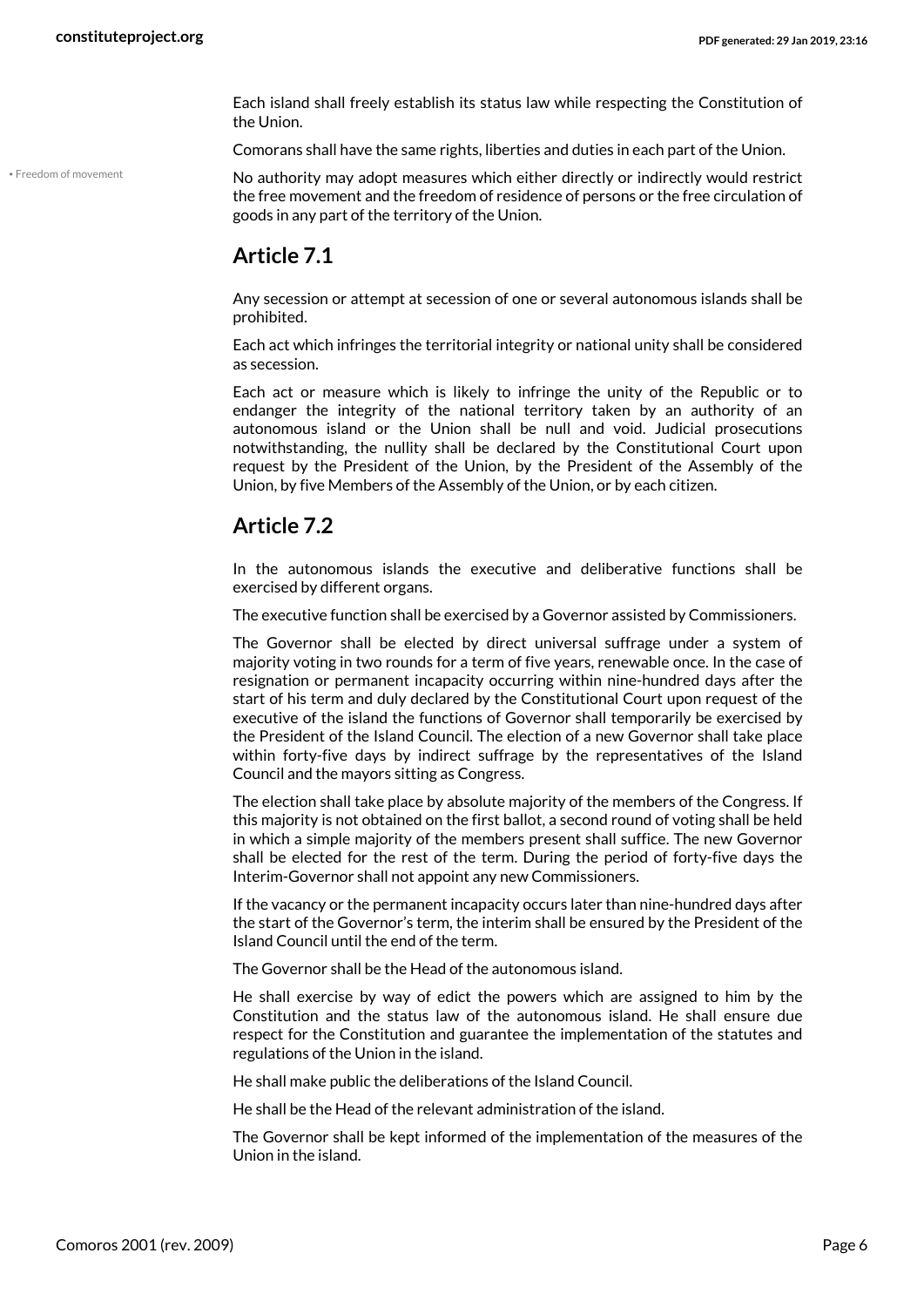Each island shall freely establish its status law while respecting the Constitution of the Union.

Comorans shall have the same rights, liberties and duties in each part of the Union.

• Freedom of movement

No authority may adopt measures which either directly or indirectly would restrict the free movement and the freedom of residence of persons or the free circulation of goods in any part of the territory of the Union.

## Article 7.1

Any secession or attempt at secession of one or several autonomous islands shall be prohibited.

Each act which infringes the territorial integrity or national unity shall be considered as secession.

Each act or measure which is likely to infringe the unity of the Republic or to endanger the integrity of the national territory taken by an authority of an autonomous island or the Union shall be null and void. Judicial prosecutions notwithstanding, the nullity shall be declared by the Constitutional Court upon request by the President of the Union, by the President of the Assembly of the Union, by five Members of the Assembly of the Union, or by each citizen.

## Article 7.2

In the autonomous islands the executive and deliberative functions shall be exercised by different organs.

The executive function shall be exercised by a Governor assisted by Commissioners.

The Governor shall be elected by direct universal suffrage under a system of majority voting in two rounds for a term of five years, renewable once. In the case of resignation or permanent incapacity occurring within nine-hundred days after the start of his term and duly declared by the Constitutional Court upon request of the executive of the island the functions of Governor shall temporarily be exercised by the President of the Island Council. The election of a new Governor shall take place within forty-five days by indirect suffrage by the representatives of the Island Council and the mayors sitting as Congress.

The election shall take place by absolute majority of the members of the Congress. If this majority is not obtained on the first ballot, a second round of voting shall be held in which a simple majority of the members present shall suffice. The new Governor shall be elected for the rest of the term. During the period of forty-five days the Interim-Governor shall not appoint any new Commissioners.

If the vacancy or the permanent incapacity occurs later than nine-hundred days after the start of the Governor's term, the interim shall be ensured by the President of the Island Council until the end of the term.

The Governor shall be the Head of the autonomous island.

He shall exercise by way of edict the powers which are assigned to him by the Constitution and the status law of the autonomous island. He shall ensure due respect for the Constitution and guarantee the implementation of the statutes and regulations of the Union in the island.

He shall make public the deliberations of the Island Council.

He shall be the Head of the relevant administration of the island.

The Governor shall be kept informed of the implementation of the measures of the Union in the island.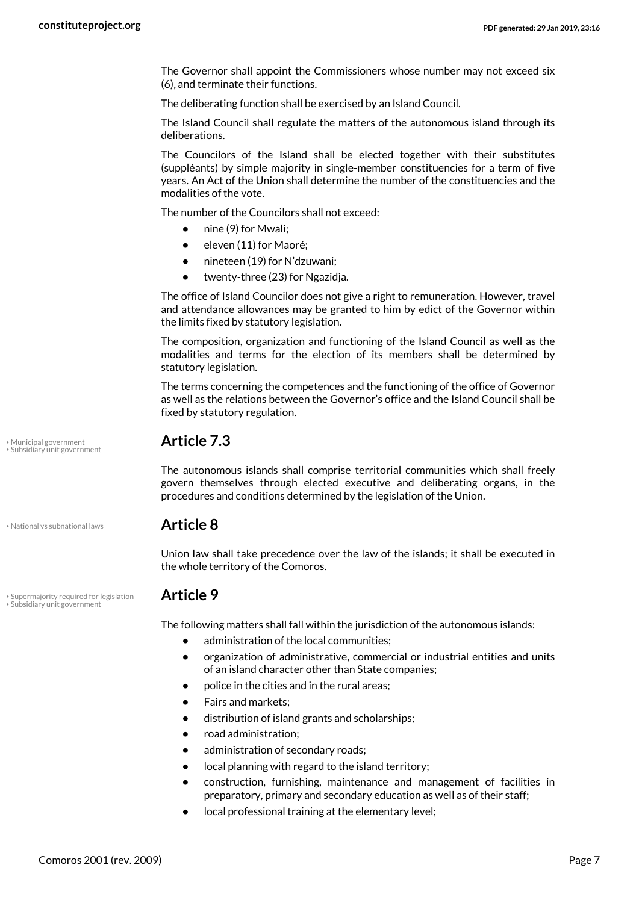The Governor shall appoint the Commissioners whose number may not exceed six (6), and terminate their functions.

The deliberating function shall be exercised by an Island Council.

The Island Council shall regulate the matters of the autonomous island through its deliberations.

The Councilors of the Island shall be elected together with their substitutes (suppléants) by simple majority in single-member constituencies for a term of five years. An Act of the Union shall determine the number of the constituencies and the modalities of the vote.

The number of the Councilors shall not exceed:

- nine (9) for Mwali;
- eleven (11) for Maoré;
- nineteen (19) for N'dzuwani;
- twenty-three (23) for Ngazidja.

The office of Island Councilor does not give a right to remuneration. However, travel and attendance allowances may be granted to him by edict of the Governor within the limits fixed by statutory legislation.

The composition, organization and functioning of the Island Council as well as the modalities and terms for the election of its members shall be determined by statutory legislation.

The terms concerning the competences and the functioning of the office of Governor as well as the relations between the Governor's office and the Island Council shall be fixed by statutory regulation.

## Article 7.3

The autonomous islands shall comprise territorial communities which shall freely govern themselves through elected executive and deliberating organs, in the procedures and conditions determined by the legislation of the Union.

## Article 8

Union law shall take precedence over the law of the islands; it shall be executed in the whole territory of the Comoros.

## Article 9

The following matters shall fall within the jurisdiction of the autonomous islands:

- administration of the local communities;
- organization of administrative, commercial or industrial entities and units of an island character other than State companies;
- police in the cities and in the rural areas;
- Fairs and markets;
- distribution of island grants and scholarships;
- road administration;
- administration of secondary roads;
- local planning with regard to the island territory;
- construction, furnishing, maintenance and management of facilities in preparatory, primary and secondary education as well as of their staff;
- local professional training at the elementary level;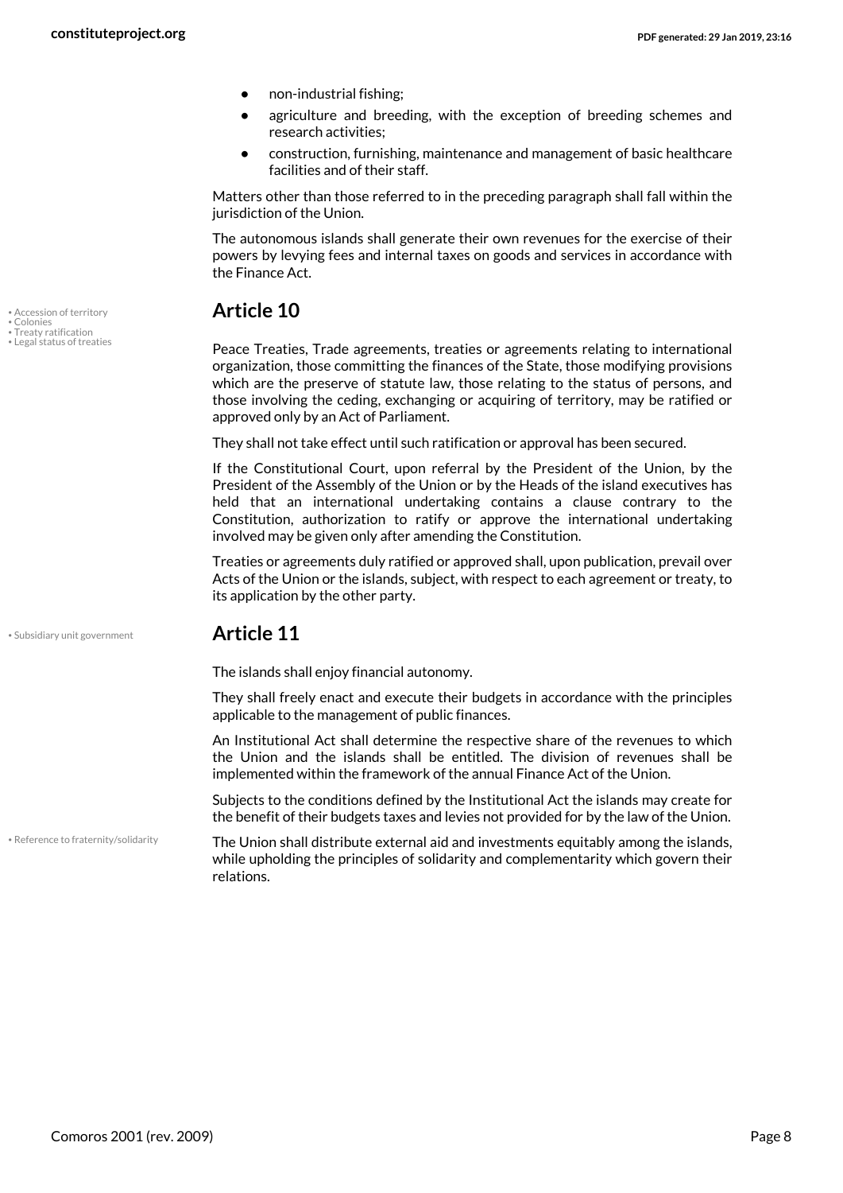- non-industrial fishing;
- agriculture and breeding, with the exception of breeding schemes and research activities;
- construction, furnishing, maintenance and management of basic healthcare facilities and of their staff.

Matters other than those referred to in the preceding paragraph shall fall within the jurisdiction of the Union.

The autonomous islands shall generate their own revenues for the exercise of their powers by levying fees and internal taxes on goods and services in accordance with the Finance Act.

## Article 10

Peace Treaties, Trade agreements, treaties or agreements relating to international organization, those committing the finances of the State, those modifying provisions which are the preserve of statute law, those relating to the status of persons, and those involving the ceding, exchanging or acquiring of territory, may be ratified or approved only by an Act of Parliament.

They shall not take effect until such ratification or approval has been secured.

If the Constitutional Court, upon referral by the President of the Union, by the President of the Assembly of the Union or by the Heads of the island executives has held that an international undertaking contains a clause contrary to the Constitution, authorization to ratify or approve the international undertaking involved may be given only after amending the Constitution.

Treaties or agreements duly ratified or approved shall, upon publication, prevail over Acts of the Union or the islands, subject, with respect to each agreement or treaty, to its application by the other party.

## Article 11

The islands shall enjoy financial autonomy.

They shall freely enact and execute their budgets in accordance with the principles applicable to the management of public finances.

An Institutional Act shall determine the respective share of the revenues to which the Union and the islands shall be entitled. The division of revenues shall be implemented within the framework of the annual Finance Act of the Union.

Subjects to the conditions defined by the Institutional Act the islands may create for the benefit of their budgets taxes and levies not provided for by the law of the Union.

The Union shall distribute external aid and investments equitably among the islands, while upholding the principles of solidarity and complementarity which govern their relations.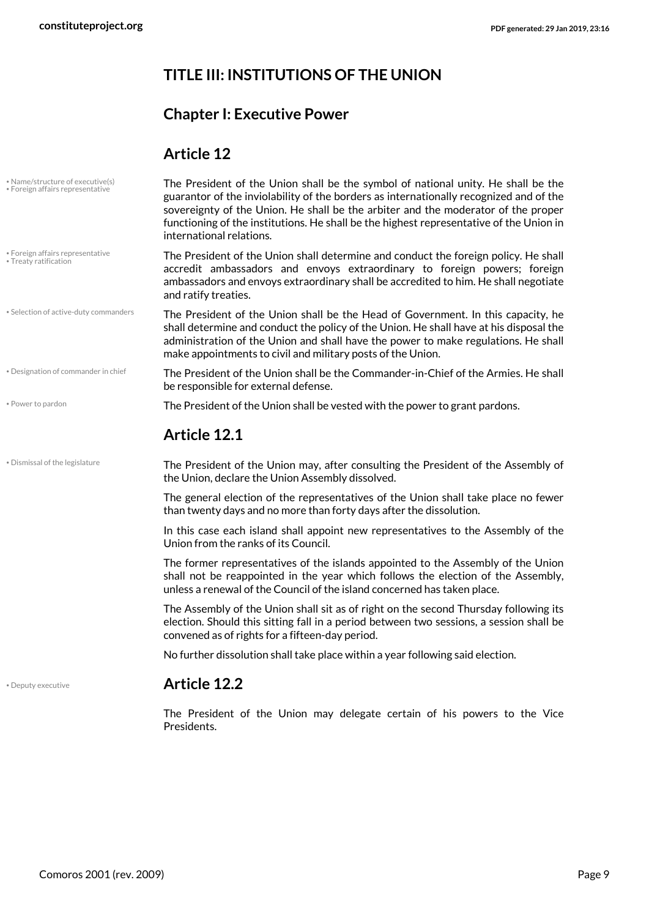## TITLE III: INSTITUTIONS OF THE UNION

### Chapter I: Executive Power

### Article 12

The President of the Union shall be the symbol of national unity. He shall be the guarantor of the inviolability of the borders as internationally recognized and of the sovereignty of the Union. He shall be the arbiter and the moderator of the proper functioning of the institutions. He shall be the highest representative of the Union in international relations.

The President of the Union shall determine and conduct the foreign policy. He shall accredit ambassadors and envoys extraordinary to foreign powers; foreign ambassadors and envoys extraordinary shall be accredited to him. He shall negotiate and ratify treaties.

The President of the Union shall be the Head of Government. In this capacity, he shall determine and conduct the policy of the Union. He shall have at his disposal the administration of the Union and shall have the power to make regulations. He shall make appointments to civil and military posts of the Union.

The President of the Union shall be the Commander-in-Chief of the Armies. He shall be responsible for external defense.

The President of the Union shall be vested with the power to grant pardons.

### Article 12.1

The President of the Union may, after consulting the President of the Assembly of the Union, declare the Union Assembly dissolved.

The general election of the representatives of the Union shall take place no fewer than twenty days and no more than forty days after the dissolution.

In this case each island shall appoint new representatives to the Assembly of the Union from the ranks of its Council.

The former representatives of the islands appointed to the Assembly of the Union shall not be reappointed in the year which follows the election of the Assembly, unless a renewal of the Council of the island concerned has taken place.

The Assembly of the Union shall sit as of right on the second Thursday following its election. Should this sitting fall in a period between two sessions, a session shall be convened as of rights for a fifteen-day period.

No further dissolution shall take place within a year following said election.

### Article 12.2

The President of the Union may delegate certain of his powers to the Vice Presidents.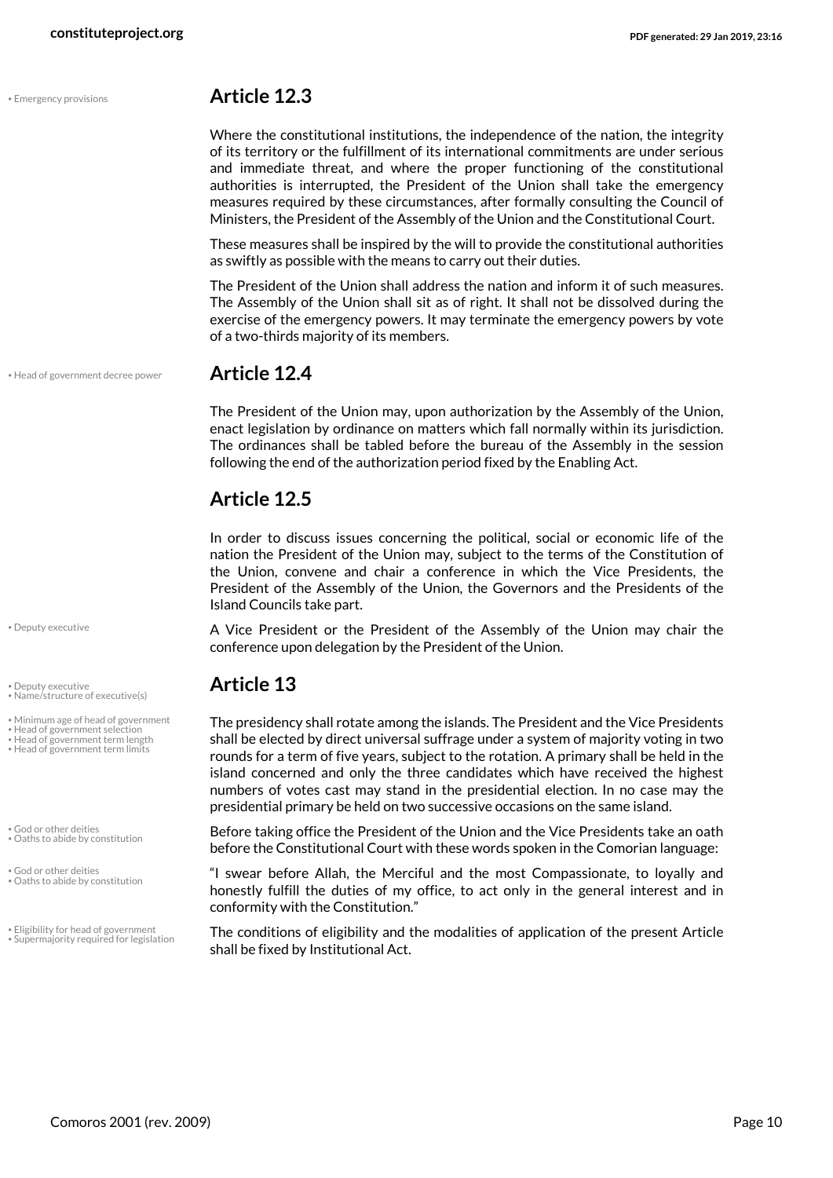## Article 12.3

Where the constitutional institutions, the independence of the nation, the integrity of its territory or the fulfillment of its international commitments are under serious and immediate threat, and where the proper functioning of the constitutional authorities is interrupted, the President of the Union shall take the emergency measures required by these circumstances, after formally consulting the Council of Ministers, the President of the Assembly of the Union and the Constitutional Court.

These measures shall be inspired by the will to provide the constitutional authorities as swiftly as possible with the means to carry out their duties.

The President of the Union shall address the nation and inform it of such measures. The Assembly of the Union shall sit as of right. It shall not be dissolved during the exercise of the emergency powers. It may terminate the emergency powers by vote of a two-thirds majority of its members.

## Article 12.4

The President of the Union may, upon authorization by the Assembly of the Union, enact legislation by ordinance on matters which fall normally within its jurisdiction. The ordinances shall be tabled before the bureau of the Assembly in the session following the end of the authorization period fixed by the Enabling Act.

## Article 12.5

In order to discuss issues concerning the political, social or economic life of the nation the President of the Union may, subject to the terms of the Constitution of the Union, convene and chair a conference in which the Vice Presidents, the President of the Assembly of the Union, the Governors and the Presidents of the Island Councils take part.

A Vice President or the President of the Assembly of the Union may chair the conference upon delegation by the President of the Union.

## Article 13

The presidency shall rotate among the islands. The President and the Vice Presidents shall be elected by direct universal suffrage under a system of majority voting in two rounds for a term of five years, subject to the rotation. A primary shall be held in the island concerned and only the three candidates which have received the highest numbers of votes cast may stand in the presidential election. In no case may the presidential primary be held on two successive occasions on the same island.

Before taking office the President of the Union and the Vice Presidents take an oath before the Constitutional Court with these words spoken in the Comorian language:

"I swear before Allah, the Merciful and the most Compassionate, to loyally and honestly fulfill the duties of my office, to act only in the general interest and in conformity with the Constitution."

The conditions of eligibility and the modalities of application of the present Article shall be fixed by Institutional Act.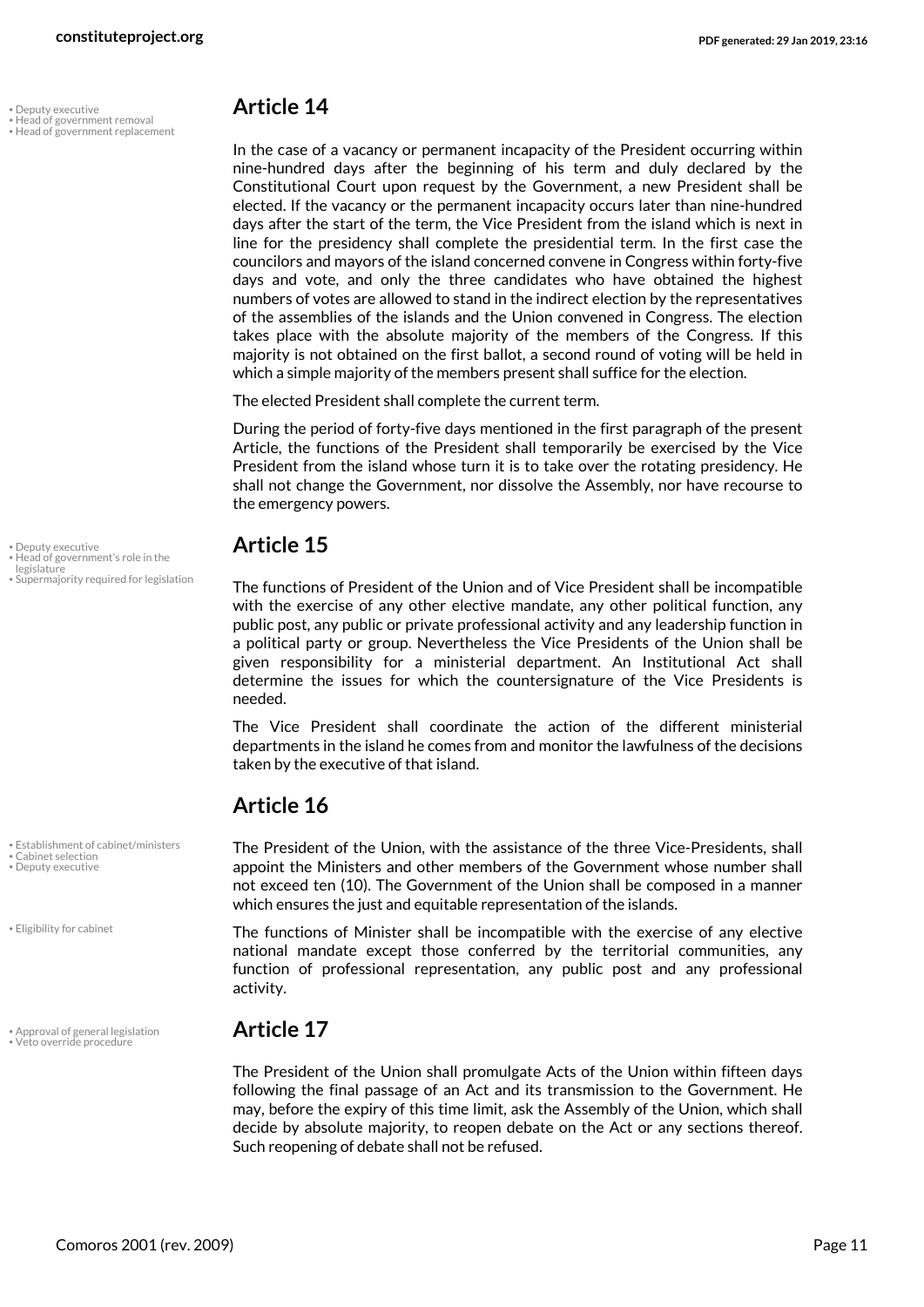## Article 14

In the case of a vacancy or permanent incapacity of the President occurring within nine-hundred days after the beginning of his term and duly declared by the Constitutional Court upon request by the Government, a new President shall be elected. If the vacancy or the permanent incapacity occurs later than nine-hundred days after the start of the term, the Vice President from the island which is next in line for the presidency shall complete the presidential term. In the first case the councilors and mayors of the island concerned convene in Congress within forty-five days and vote, and only the three candidates who have obtained the highest numbers of votes are allowed to stand in the indirect election by the representatives of the assemblies of the islands and the Union convened in Congress. The election takes place with the absolute majority of the members of the Congress. If this majority is not obtained on the first ballot, a second round of voting will be held in which a simple majority of the members present shall suffice for the election.

The elected President shall complete the current term.

During the period of forty-five days mentioned in the first paragraph of the present Article, the functions of the President shall temporarily be exercised by the Vice President from the island whose turn it is to take over the rotating presidency. He shall not change the Government, nor dissolve the Assembly, nor have recourse to the emergency powers.

## Article 15

The functions of President of the Union and of Vice President shall be incompatible with the exercise of any other elective mandate, any other political function, any public post, any public or private professional activity and any leadership function in a political party or group. Nevertheless the Vice Presidents of the Union shall be given responsibility for a ministerial department. An Institutional Act shall determine the issues for which the countersignature of the Vice Presidents is needed.

The Vice President shall coordinate the action of the different ministerial departments in the island he comes from and monitor the lawfulness of the decisions taken by the executive of that island.

## Article 16

The President of the Union, with the assistance of the three Vice-Presidents, shall appoint the Ministers and other members of the Government whose number shall not exceed ten (10). The Government of the Union shall be composed in a manner which ensures the just and equitable representation of the islands.

The functions of Minister shall be incompatible with the exercise of any elective national mandate except those conferred by the territorial communities, any function of professional representation, any public post and any professional activity.

## Article 17

The President of the Union shall promulgate Acts of the Union within fifteen days following the final passage of an Act and its transmission to the Government. He may, before the expiry of this time limit, ask the Assembly of the Union, which shall decide by absolute majority, to reopen debate on the Act or any sections thereof. Such reopening of debate shall not be refused.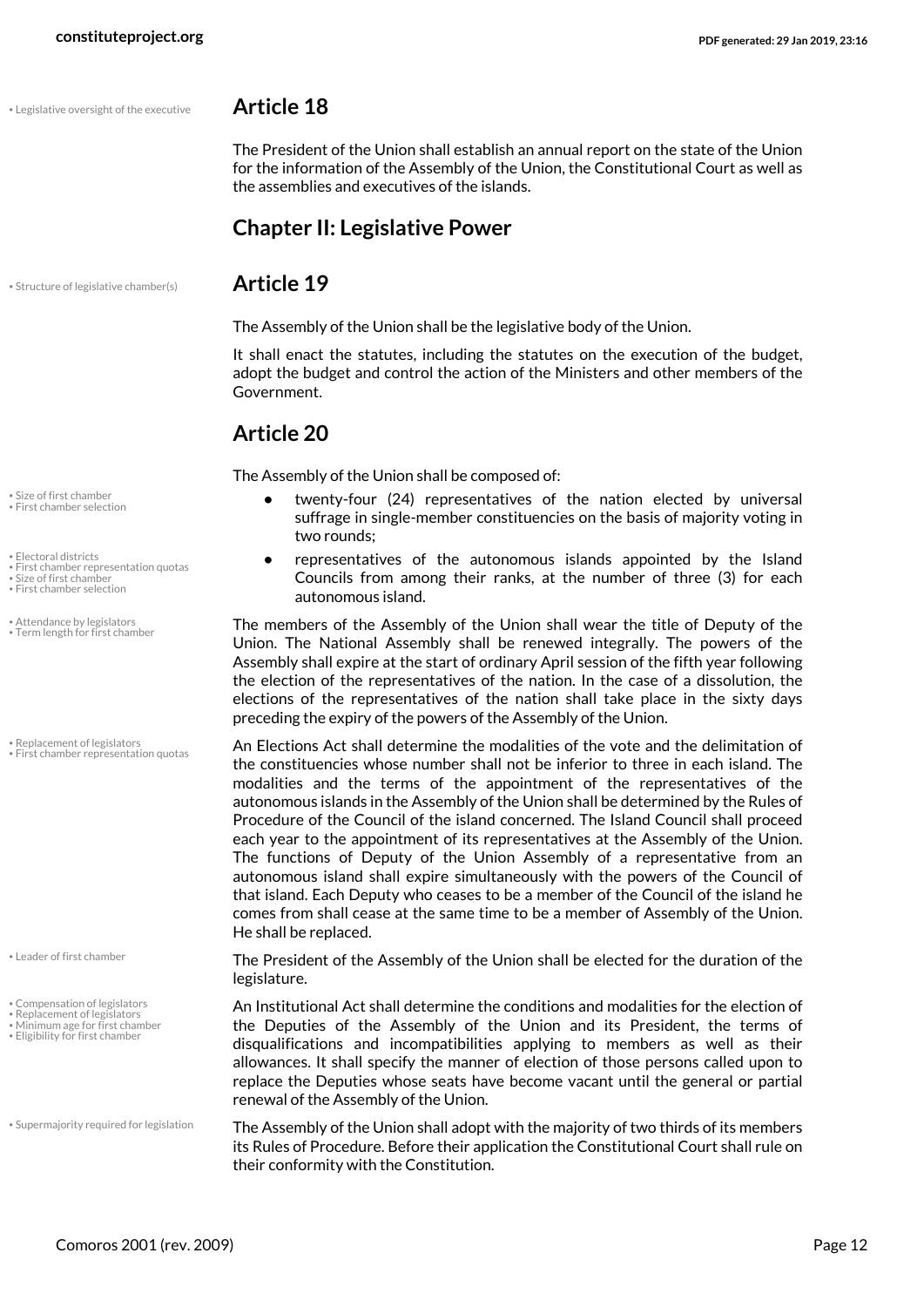## Article 18

The President of the Union shall establish an annual report on the state of the Union for the information of the Assembly of the Union, the Constitutional Court as well as the assemblies and executives of the islands.

# Chapter II: Legislative Power

## Article 19

The Assembly of the Union shall be the legislative body of the Union.

It shall enact the statutes, including the statutes on the execution of the budget, adopt the budget and control the action of the Ministers and other members of the Government.

## Article 20

The Assembly of the Union shall be composed of:

- twenty-four (24) representatives of the nation elected by universal suffrage in single-member constituencies on the basis of majority voting in two rounds;
- representatives of the autonomous islands appointed by the Island Councils from among their ranks, at the number of three (3) for each autonomous island.

The members of the Assembly of the Union shall wear the title of Deputy of the Union. The National Assembly shall be renewed integrally. The powers of the Assembly shall expire at the start of ordinary April session of the fifth year following the election of the representatives of the nation. In the case of a dissolution, the elections of the representatives of the nation shall take place in the sixty days preceding the expiry of the powers of the Assembly of the Union.

An Elections Act shall determine the modalities of the vote and the delimitation of the constituencies whose number shall not be inferior to three in each island. The modalities and the terms of the appointment of the representatives of the autonomous islands in the Assembly of the Union shall be determined by the Rules of Procedure of the Council of the island concerned. The Island Council shall proceed each year to the appointment of its representatives at the Assembly of the Union. The functions of Deputy of the Union Assembly of a representative from an autonomous island shall expire simultaneously with the powers of the Council of that island. Each Deputy who ceases to be a member of the Council of the island he comes from shall cease at the same time to be a member of Assembly of the Union. He shall be replaced.

The President of the Assembly of the Union shall be elected for the duration of the legislature.

An Institutional Act shall determine the conditions and modalities for the election of the Deputies of the Assembly of the Union and its President, the terms of disqualifications and incompatibilities applying to members as well as their allowances. It shall specify the manner of election of those persons called upon to replace the Deputies whose seats have become vacant until the general or partial renewal of the Assembly of the Union.

The Assembly of the Union shall adopt with the majority of two thirds of its members its Rules of Procedure. Before their application the Constitutional Court shall rule on their conformity with the Constitution.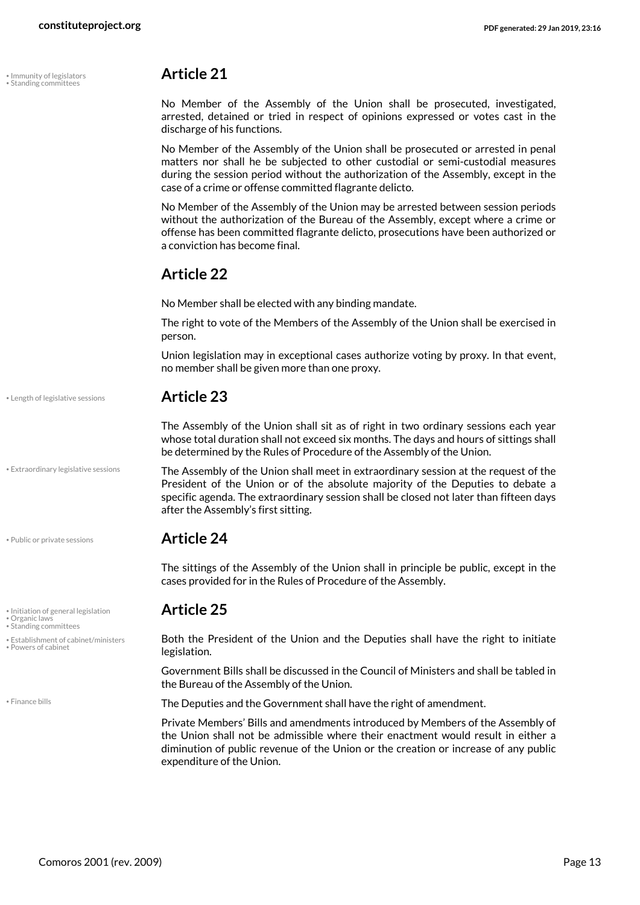## Article 21

No Member of the Assembly of the Union shall be prosecuted, investigated, arrested, detained or tried in respect of opinions expressed or votes cast in the discharge of his functions.

No Member of the Assembly of the Union shall be prosecuted or arrested in penal matters nor shall he be subjected to other custodial or semi-custodial measures during the session period without the authorization of the Assembly, except in the case of a crime or offense committed flagrante delicto.

No Member of the Assembly of the Union may be arrested between session periods without the authorization of the Bureau of the Assembly, except where a crime or offense has been committed flagrante delicto, prosecutions have been authorized or a conviction has become final.

## Article 22

No Member shall be elected with any binding mandate.

The right to vote of the Members of the Assembly of the Union shall be exercised in person.

Union legislation may in exceptional cases authorize voting by proxy. In that event, no member shall be given more than one proxy.

## Article 23

The Assembly of the Union shall sit as of right in two ordinary sessions each year whose total duration shall not exceed six months. The days and hours of sittings shall be determined by the Rules of Procedure of the Assembly of the Union.

The Assembly of the Union shall meet in extraordinary session at the request of the President of the Union or of the absolute majority of the Deputies to debate a specific agenda. The extraordinary session shall be closed not later than fifteen days after the Assembly's first sitting.

## Article 24

The sittings of the Assembly of the Union shall in principle be public, except in the cases provided for in the Rules of Procedure of the Assembly.

## Article 25

Both the President of the Union and the Deputies shall have the right to initiate legislation.

Government Bills shall be discussed in the Council of Ministers and shall be tabled in the Bureau of the Assembly of the Union.

The Deputies and the Government shall have the right of amendment.

Private Members' Bills and amendments introduced by Members of the Assembly of the Union shall not be admissible where their enactment would result in either a diminution of public revenue of the Union or the creation or increase of any public expenditure of the Union.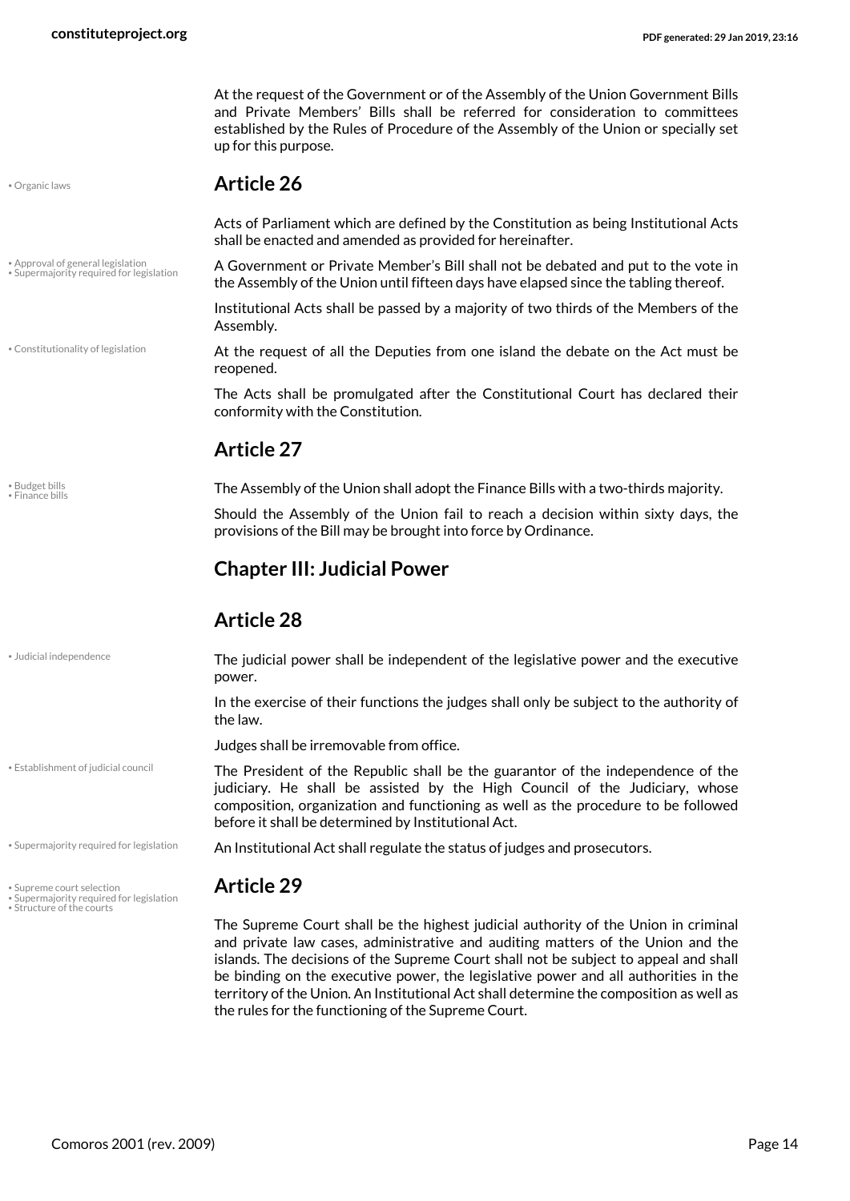At the request of the Government or of the Assembly of the Union Government Bills and Private Members' Bills shall be referred for consideration to committees established by the Rules of Procedure of the Assembly of the Union or specially set up for this purpose.

## Article 26

Acts of Parliament which are defined by the Constitution as being Institutional Acts shall be enacted and amended as provided for hereinafter.

A Government or Private Member's Bill shall not be debated and put to the vote in the Assembly of the Union until fifteen days have elapsed since the tabling thereof.

Institutional Acts shall be passed by a majority of two thirds of the Members of the Assembly.

At the request of all the Deputies from one island the debate on the Act must be reopened.

The Acts shall be promulgated after the Constitutional Court has declared their conformity with the Constitution.

## Article 27

The Assembly of the Union shall adopt the Finance Bills with a two-thirds majority.

Should the Assembly of the Union fail to reach a decision within sixty days, the provisions of the Bill may be brought into force by Ordinance.

# Chapter III: Judicial Power

## Article 28

The judicial power shall be independent of the legislative power and the executive power.

In the exercise of their functions the judges shall only be subject to the authority of the law.

Judges shall be irremovable from office.

The President of the Republic shall be the guarantor of the independence of the judiciary. He shall be assisted by the High Council of the Judiciary, whose composition, organization and functioning as well as the procedure to be followed before it shall be determined by Institutional Act.

An Institutional Act shall regulate the status of judges and prosecutors.

## Article 29

The Supreme Court shall be the highest judicial authority of the Union in criminal and private law cases, administrative and auditing matters of the Union and the islands. The decisions of the Supreme Court shall not be subject to appeal and shall be binding on the executive power, the legislative power and all authorities in the territory of the Union. An Institutional Act shall determine the composition as well as the rules for the functioning of the Supreme Court.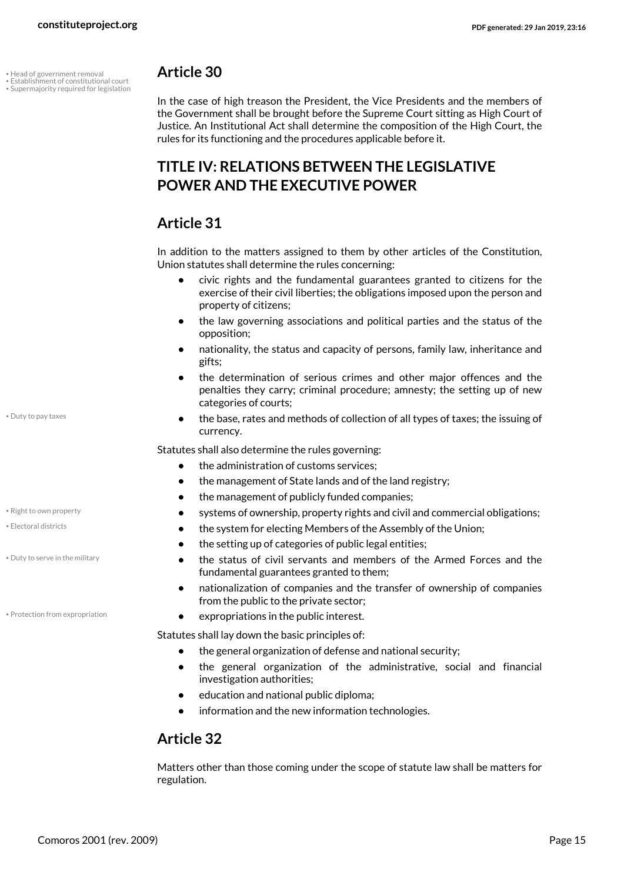## Article 30

In the case of high treason the President, the Vice Presidents and the members of the Government shall be brought before the Supreme Court sitting as High Court of Justice. An Institutional Act shall determine the composition of the High Court, the rules for its functioning and the procedures applicable before it.

# TITLE IV: RELATIONS BETWEEN THE LEGISLATIVE POWER AND THE EXECUTIVE POWER

## Article 31

In addition to the matters assigned to them by other articles of the Constitution, Union statutes shall determine the rules concerning:

- civic rights and the fundamental guarantees granted to citizens for the exercise of their civil liberties; the obligations imposed upon the person and property of citizens;
- the law governing associations and political parties and the status of the opposition;
- nationality, the status and capacity of persons, family law, inheritance and gifts;
- the determination of serious crimes and other major offences and the penalties they carry; criminal procedure; amnesty; the setting up of new categories of courts;
- the base, rates and methods of collection of all types of taxes; the issuing of currency.

Statutes shall also determine the rules governing:

- the administration of customs services;
- the management of State lands and of the land registry;
- the management of publicly funded companies;
- systems of ownership, property rights and civil and commercial obligations;
- the system for electing Members of the Assembly of the Union;
- the setting up of categories of public legal entities;
- the status of civil servants and members of the Armed Forces and the fundamental guarantees granted to them;
- nationalization of companies and the transfer of ownership of companies from the public to the private sector;
- expropriations in the public interest.

Statutes shall lay down the basic principles of:

- the general organization of defense and national security;
- the general organization of the administrative, social and financial investigation authorities;
- education and national public diploma;
- information and the new information technologies.

## Article 32

Matters other than those coming under the scope of statute law shall be matters for regulation.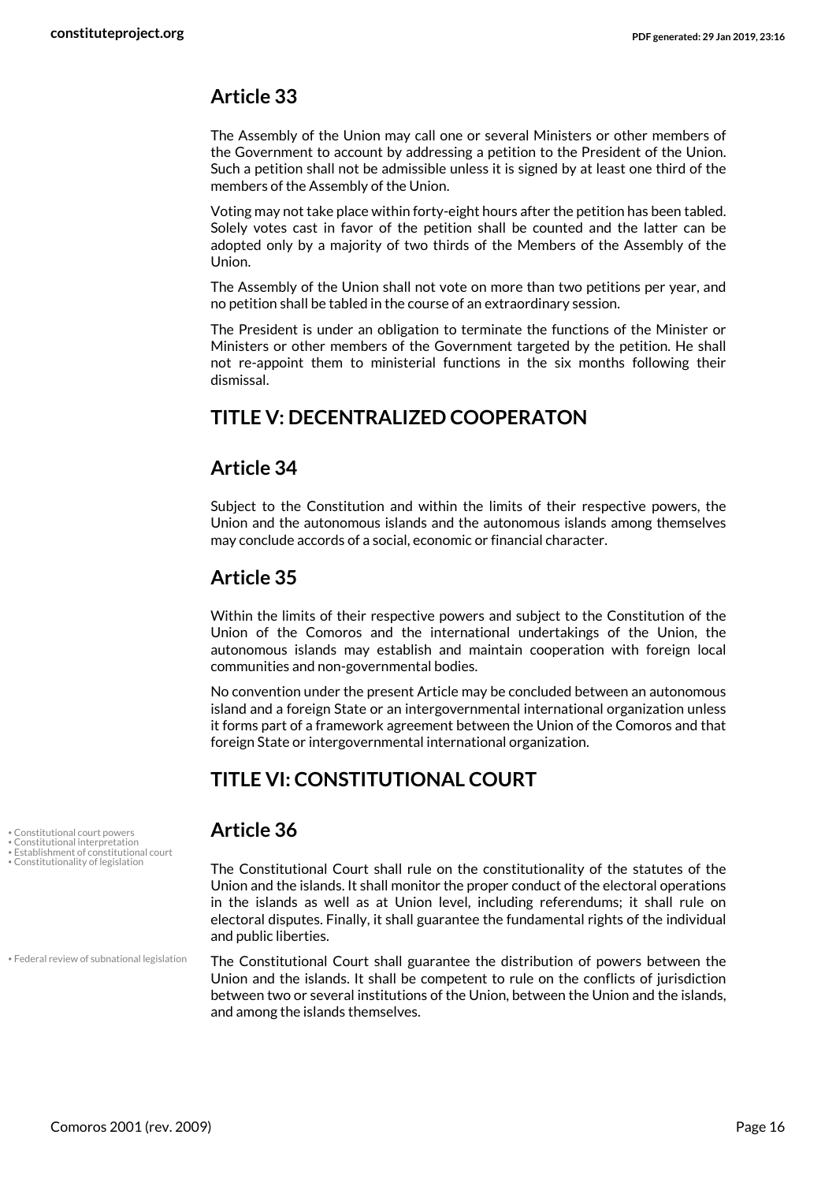## Article 33

The Assembly of the Union may call one or several Ministers or other members of the Government to account by addressing a petition to the President of the Union. Such a petition shall not be admissible unless it is signed by at least one third of the members of the Assembly of the Union.

Voting may not take place within forty-eight hours after the petition has been tabled. Solely votes cast in favor of the petition shall be counted and the latter can be adopted only by a majority of two thirds of the Members of the Assembly of the Union.

The Assembly of the Union shall not vote on more than two petitions per year, and no petition shall be tabled in the course of an extraordinary session.

The President is under an obligation to terminate the functions of the Minister or Ministers or other members of the Government targeted by the petition. He shall not re-appoint them to ministerial functions in the six months following their dismissal.

# TITLE V: DECENTRALIZED COOPERATON

## Article 34

Subject to the Constitution and within the limits of their respective powers, the Union and the autonomous islands and the autonomous islands among themselves may conclude accords of a social, economic or financial character.

## Article 35

Within the limits of their respective powers and subject to the Constitution of the Union of the Comoros and the international undertakings of the Union, the autonomous islands may establish and maintain cooperation with foreign local communities and non-governmental bodies.

No convention under the present Article may be concluded between an autonomous island and a foreign State or an intergovernmental international organization unless it forms part of a framework agreement between the Union of the Comoros and that foreign State or intergovernmental international organization.

# TITLE VI: CONSTITUTIONAL COURT

## Article 36

- Constitutional court powers
- Constitutional interpretation
- Establishment of constitutional court
- Constitutionality of legislation

The Constitutional Court shall rule on the constitutionality of the statutes of the Union and the islands. It shall monitor the proper conduct of the electoral operations in the islands as well as at Union level, including referendums; it shall rule on electoral disputes. Finally, it shall guarantee the fundamental rights of the individual and public liberties.

- Federal review of subnational legislation

The Constitutional Court shall guarantee the distribution of powers between the Union and the islands. It shall be competent to rule on the conflicts of jurisdiction between two or several institutions of the Union, between the Union and the islands, and among the islands themselves.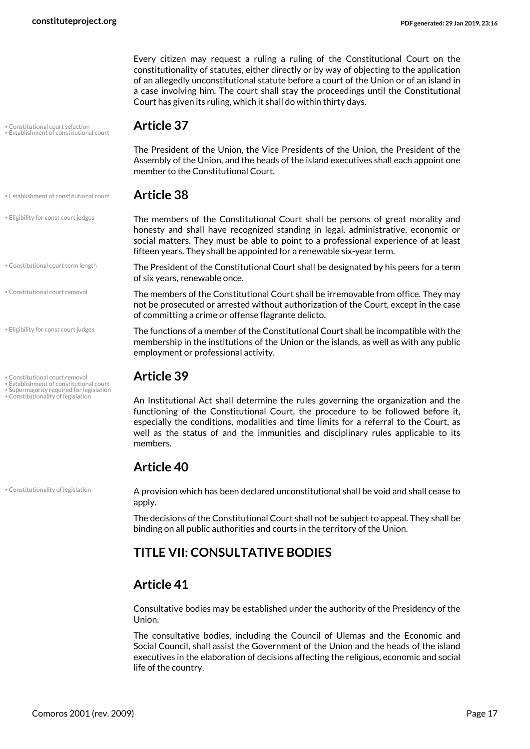Every citizen may request a ruling a ruling of the Constitutional Court on the constitutionality of statutes, either directly or by way of objecting to the application of an allegedly unconstitutional statute before a court of the Union or of an island in a case involving him. The court shall stay the proceedings until the Constitutional Court has given its ruling, which it shall do within thirty days.

## Article 37

The President of the Union, the Vice Presidents of the Union, the President of the Assembly of the Union, and the heads of the island executives shall each appoint one member to the Constitutional Court.

## Article 38

The members of the Constitutional Court shall be persons of great morality and honesty and shall have recognized standing in legal, administrative, economic or social matters. They must be able to point to a professional experience of at least fifteen years. They shall be appointed for a renewable six-year term.

The President of the Constitutional Court shall be designated by his peers for a term of six years, renewable once.

The members of the Constitutional Court shall be irremovable from office. They may not be prosecuted or arrested without authorization of the Court, except in the case of committing a crime or offense flagrante delicto.

The functions of a member of the Constitutional Court shall be incompatible with the membership in the institutions of the Union or the islands, as well as with any public employment or professional activity.

## Article 39

An Institutional Act shall determine the rules governing the organization and the functioning of the Constitutional Court, the procedure to be followed before it, especially the conditions, modalities and time limits for a referral to the Court, as well as the status of and the immunities and disciplinary rules applicable to its members.

## Article 40

A provision which has been declared unconstitutional shall be void and shall cease to apply.

The decisions of the Constitutional Court shall not be subject to appeal. They shall be binding on all public authorities and courts in the territory of the Union.

# TITLE VII: CONSULTATIVE BODIES

## Article 41

Consultative bodies may be established under the authority of the Presidency of the Union.

The consultative bodies, including the Council of Ulemas and the Economic and Social Council, shall assist the Government of the Union and the heads of the island executives in the elaboration of decisions affecting the religious, economic and social life of the country.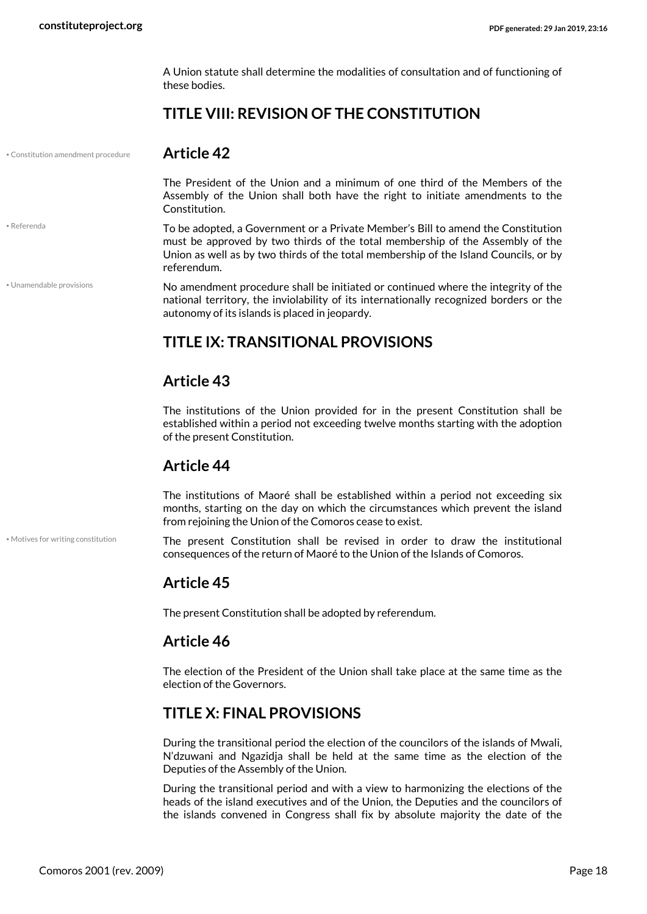A Union statute shall determine the modalities of consultation and of functioning of these bodies.

## TITLE VIII: REVISION OF THE CONSTITUTION

### Article 42

The President of the Union and a minimum of one third of the Members of the Assembly of the Union shall both have the right to initiate amendments to the Constitution.

To be adopted, a Government or a Private Member's Bill to amend the Constitution must be approved by two thirds of the total membership of the Assembly of the Union as well as by two thirds of the total membership of the Island Councils, or by referendum.

No amendment procedure shall be initiated or continued where the integrity of the national territory, the inviolability of its internationally recognized borders or the autonomy of its islands is placed in jeopardy.

## TITLE IX: TRANSITIONAL PROVISIONS

### Article 43

The institutions of the Union provided for in the present Constitution shall be established within a period not exceeding twelve months starting with the adoption of the present Constitution.

### Article 44

The institutions of Maoré shall be established within a period not exceeding six months, starting on the day on which the circumstances which prevent the island from rejoining the Union of the Comoros cease to exist.

The present Constitution shall be revised in order to draw the institutional consequences of the return of Maoré to the Union of the Islands of Comoros.

### Article 45

The present Constitution shall be adopted by referendum.

### Article 46

The election of the President of the Union shall take place at the same time as the election of the Governors.

## TITLE X: FINAL PROVISIONS

During the transitional period the election of the councilors of the islands of Mwali, N'dzuwani and Ngazidja shall be held at the same time as the election of the Deputies of the Assembly of the Union.

During the transitional period and with a view to harmonizing the elections of the heads of the island executives and of the Union, the Deputies and the councilors of the islands convened in Congress shall fix by absolute majority the date of the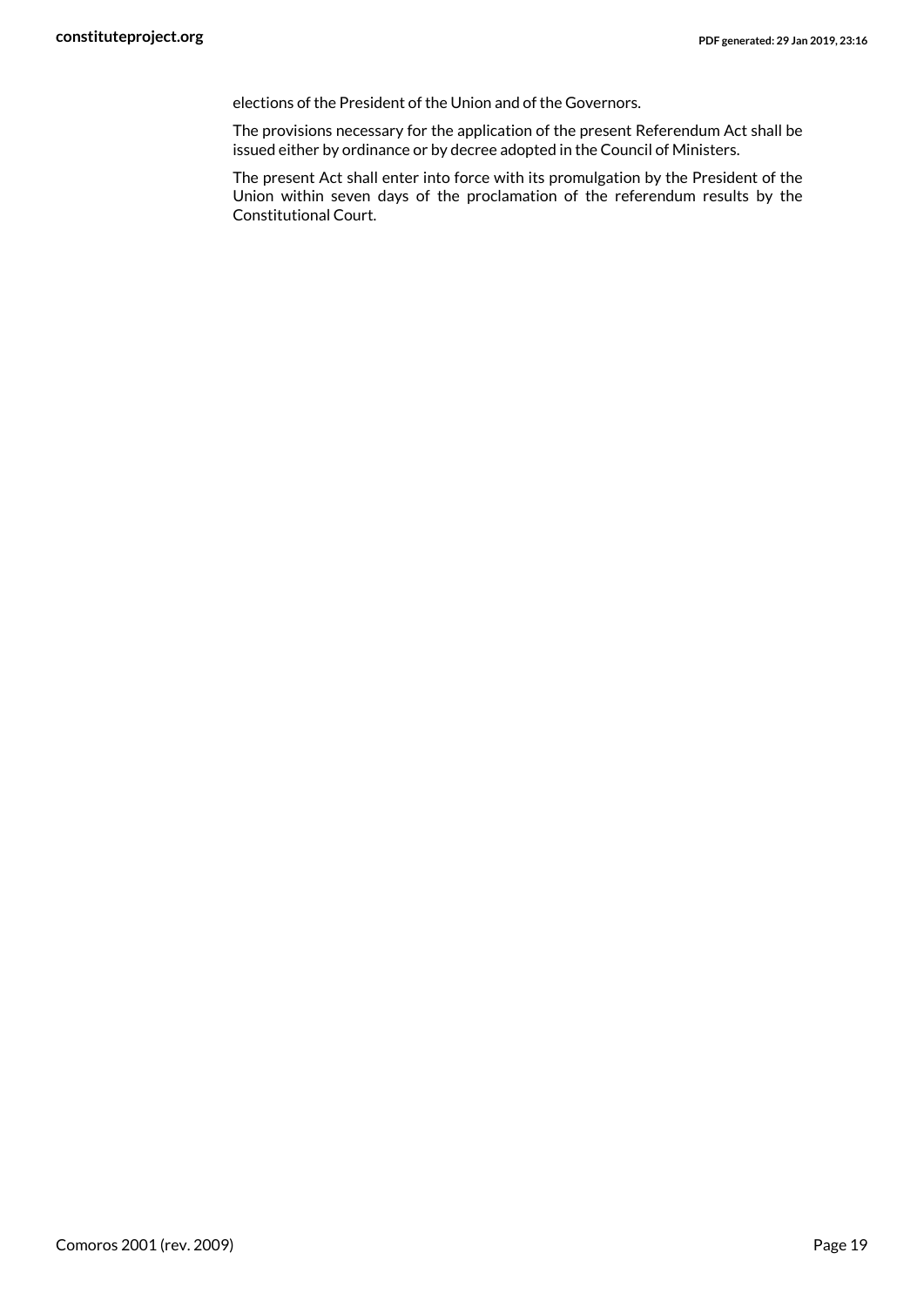elections of the President of the Union and of the Governors.

The provisions necessary for the application of the present Referendum Act shall be issued either by ordinance or by decree adopted in the Council of Ministers.

The present Act shall enter into force with its promulgation by the President of the Union within seven days of the proclamation of the referendum results by the Constitutional Court.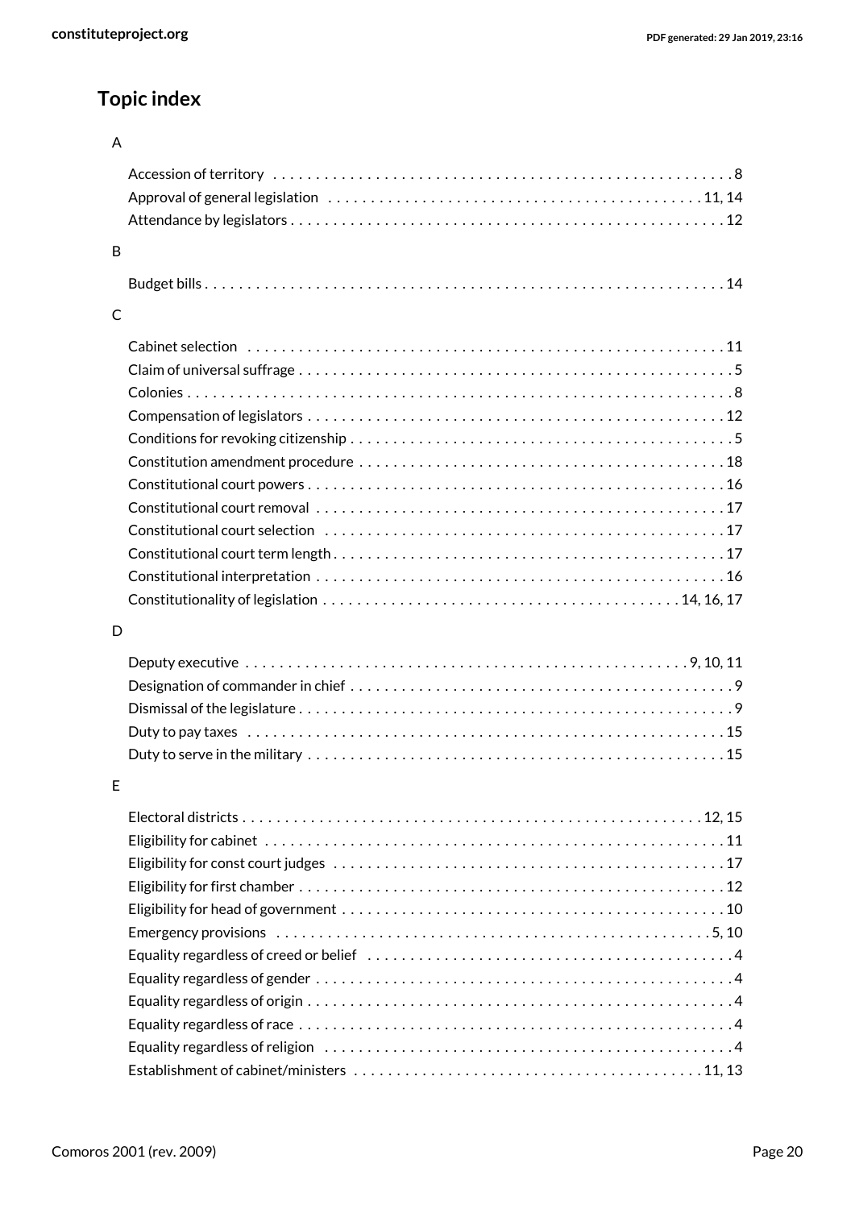## Topic index

### A

- Accession of territory . . . . . . . . 8
- Approval of general legislation . . . . . . . . 11, 14
- Attendance by legislators . . . . . . . . 12

### B

- Budget bills . . . . . . . . 14

### C

- Cabinet selection . . . . . . . . 11
- Claim of universal suffrage . . . . . . . . 5
- Colonies . . . . . . . . 8
- Compensation of legislators . . . . . . . . 12
- Conditions for revoking citizenship . . . . . . . . 5
- Constitution amendment procedure . . . . . . . . 18
- Constitutional court powers . . . . . . . . 16
- Constitutional court removal . . . . . . . . 17
- Constitutional court selection . . . . . . . . 17
- Constitutional court term length . . . . . . . . 17
- Constitutional interpretation . . . . . . . . 16
- Constitutionality of legislation . . . . . . . . 14, 16, 17

### D

- Deputy executive . . . . . . . . 9, 10, 11
- Designation of commander in chief . . . . . . . . 9
- Dismissal of the legislature . . . . . . . . 9
- Duty to pay taxes . . . . . . . . 15
- Duty to serve in the military . . . . . . . . 15

### E

- Electoral districts . . . . . . . . 12, 15
- Eligibility for cabinet . . . . . . . . 11
- Eligibility for const court judges . . . . . . . . 17
- Eligibility for first chamber . . . . . . . . 12
- Eligibility for head of government . . . . . . . . 10
- Emergency provisions . . . . . . . . 5, 10
- Equality regardless of creed or belief . . . . . . . . 4
- Equality regardless of gender . . . . . . . . 4
- Equality regardless of origin . . . . . . . . 4
- Equality regardless of race . . . . . . . . 4
- Equality regardless of religion . . . . . . . . 4
- Establishment of cabinet/ministers . . . . . . . . 11, 13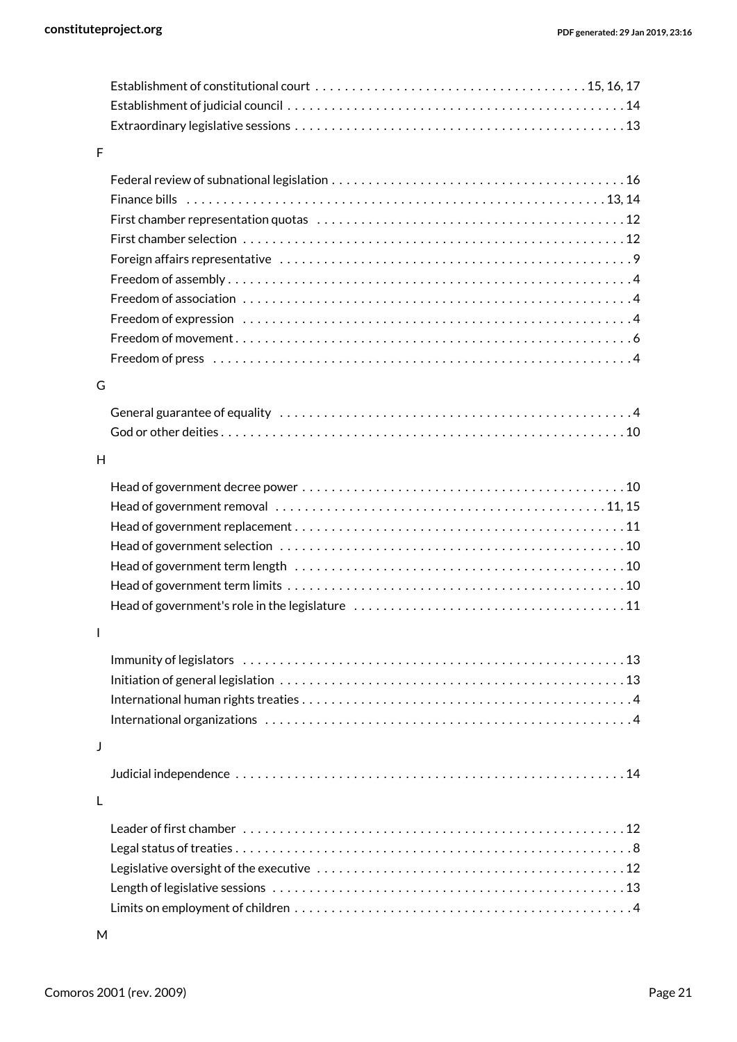Establishment of constitutional court . . . . . . . . . . . . . . . . . . . . . . . . . . . . . . . . . . . . . 15, 16, 17
Establishment of judicial council . . . . . . . . . . . . . . . . . . . . . . . . . . . . . . . . . . . . . . . . . . . . . . 14
Extraordinary legislative sessions . . . . . . . . . . . . . . . . . . . . . . . . . . . . . . . . . . . . . . . . . . . . . 13

F

Federal review of subnational legislation . . . . . . . . . . . . . . . . . . . . . . . . . . . . . . . . . . . . . . . 16
Finance bills . . . . . . . . . . . . . . . . . . . . . . . . . . . . . . . . . . . . . . . . . . . . . . . . . . . . . . . 13, 14
First chamber representation quotas . . . . . . . . . . . . . . . . . . . . . . . . . . . . . . . . . . . . . . . . . 12
First chamber selection . . . . . . . . . . . . . . . . . . . . . . . . . . . . . . . . . . . . . . . . . . . . . . . . . . . 12
Foreign affairs representative . . . . . . . . . . . . . . . . . . . . . . . . . . . . . . . . . . . . . . . . . . . . . . . 9
Freedom of assembly . . . . . . . . . . . . . . . . . . . . . . . . . . . . . . . . . . . . . . . . . . . . . . . . . . . . . 4
Freedom of association . . . . . . . . . . . . . . . . . . . . . . . . . . . . . . . . . . . . . . . . . . . . . . . . . . . 4
Freedom of expression . . . . . . . . . . . . . . . . . . . . . . . . . . . . . . . . . . . . . . . . . . . . . . . . . . . 4
Freedom of movement . . . . . . . . . . . . . . . . . . . . . . . . . . . . . . . . . . . . . . . . . . . . . . . . . . . . 6
Freedom of press . . . . . . . . . . . . . . . . . . . . . . . . . . . . . . . . . . . . . . . . . . . . . . . . . . . . . . . 4

G

General guarantee of equality . . . . . . . . . . . . . . . . . . . . . . . . . . . . . . . . . . . . . . . . . . . . . . . 4
God or other deities . . . . . . . . . . . . . . . . . . . . . . . . . . . . . . . . . . . . . . . . . . . . . . . . . . . . . 10

H

Head of government decree power . . . . . . . . . . . . . . . . . . . . . . . . . . . . . . . . . . . . . . . . . . . 10
Head of government removal . . . . . . . . . . . . . . . . . . . . . . . . . . . . . . . . . . . . . . . . . . . . 11, 15
Head of government replacement . . . . . . . . . . . . . . . . . . . . . . . . . . . . . . . . . . . . . . . . . . . . 11
Head of government selection . . . . . . . . . . . . . . . . . . . . . . . . . . . . . . . . . . . . . . . . . . . . . . 10
Head of government term length . . . . . . . . . . . . . . . . . . . . . . . . . . . . . . . . . . . . . . . . . . . . 10
Head of government term limits . . . . . . . . . . . . . . . . . . . . . . . . . . . . . . . . . . . . . . . . . . . . . 10
Head of government's role in the legislature . . . . . . . . . . . . . . . . . . . . . . . . . . . . . . . . . . . . 11

I

Immunity of legislators . . . . . . . . . . . . . . . . . . . . . . . . . . . . . . . . . . . . . . . . . . . . . . . . . . . 13
Initiation of general legislation . . . . . . . . . . . . . . . . . . . . . . . . . . . . . . . . . . . . . . . . . . . . . . 13
International human rights treaties . . . . . . . . . . . . . . . . . . . . . . . . . . . . . . . . . . . . . . . . . . . . 4
International organizations . . . . . . . . . . . . . . . . . . . . . . . . . . . . . . . . . . . . . . . . . . . . . . . . . 4

J

Judicial independence . . . . . . . . . . . . . . . . . . . . . . . . . . . . . . . . . . . . . . . . . . . . . . . . . . . . 14

L

Leader of first chamber . . . . . . . . . . . . . . . . . . . . . . . . . . . . . . . . . . . . . . . . . . . . . . . . . . . 12
Legal status of treaties . . . . . . . . . . . . . . . . . . . . . . . . . . . . . . . . . . . . . . . . . . . . . . . . . . . . 8
Legislative oversight of the executive . . . . . . . . . . . . . . . . . . . . . . . . . . . . . . . . . . . . . . . . . 12
Length of legislative sessions . . . . . . . . . . . . . . . . . . . . . . . . . . . . . . . . . . . . . . . . . . . . . . . 13
Limits on employment of children . . . . . . . . . . . . . . . . . . . . . . . . . . . . . . . . . . . . . . . . . . . . 4

M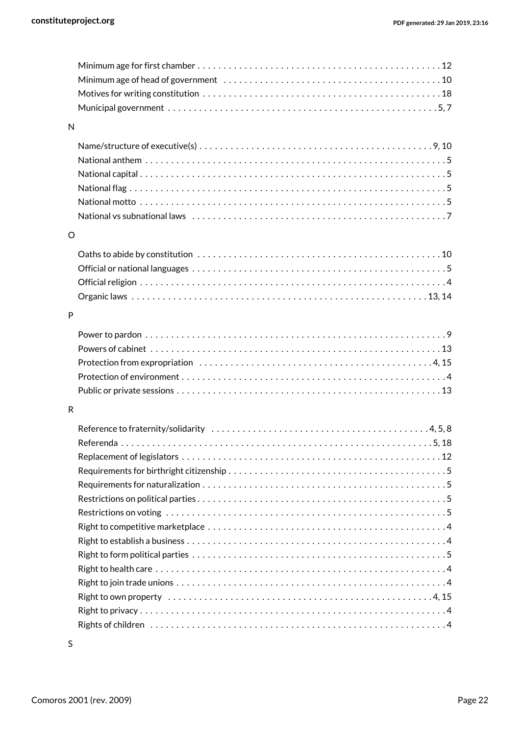- Minimum age for first chamber . . . . . . . . . . 12
- Minimum age of head of government . . . . . . . . . . 10
- Motives for writing constitution . . . . . . . . . . 18
- Municipal government . . . . . . . . . . 5, 7

N

- Name/structure of executive(s) . . . . . . . . . . 9, 10
- National anthem . . . . . . . . . . 5
- National capital . . . . . . . . . . 5
- National flag . . . . . . . . . . 5
- National motto . . . . . . . . . . 5
- National vs subnational laws . . . . . . . . . . 7

O

- Oaths to abide by constitution . . . . . . . . . . 10
- Official or national languages . . . . . . . . . . 5
- Official religion . . . . . . . . . . 4
- Organic laws . . . . . . . . . . 13, 14

P

- Power to pardon . . . . . . . . . . 9
- Powers of cabinet . . . . . . . . . . 13
- Protection from expropriation . . . . . . . . . . 4, 15
- Protection of environment . . . . . . . . . . 4
- Public or private sessions . . . . . . . . . . 13

R

- Reference to fraternity/solidarity . . . . . . . . . . 4, 5, 8
- Referenda . . . . . . . . . . 5, 18
- Replacement of legislators . . . . . . . . . . 12
- Requirements for birthright citizenship . . . . . . . . . . 5
- Requirements for naturalization . . . . . . . . . . 5
- Restrictions on political parties . . . . . . . . . . 5
- Restrictions on voting . . . . . . . . . . 5
- Right to competitive marketplace . . . . . . . . . . 4
- Right to establish a business . . . . . . . . . . 4
- Right to form political parties . . . . . . . . . . 5
- Right to health care . . . . . . . . . . 4
- Right to join trade unions . . . . . . . . . . 4
- Right to own property . . . . . . . . . . 4, 15
- Right to privacy . . . . . . . . . . 4
- Rights of children . . . . . . . . . . 4

S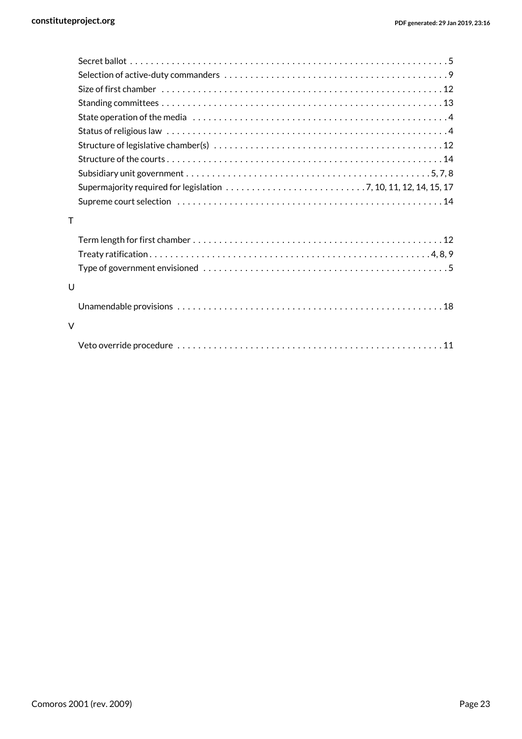Secret ballot . . . . . . . . . . 5
Selection of active-duty commanders . . . . . . . . . . 9
Size of first chamber . . . . . . . . . . 12
Standing committees . . . . . . . . . . 13
State operation of the media . . . . . . . . . . 4
Status of religious law . . . . . . . . . . 4
Structure of legislative chamber(s) . . . . . . . . . . 12
Structure of the courts . . . . . . . . . . 14
Subsidiary unit government . . . . . . . . . . 5, 7, 8
Supermajority required for legislation . . . . . . . . . . 7, 10, 11, 12, 14, 15, 17
Supreme court selection . . . . . . . . . . 14

T

Term length for first chamber . . . . . . . . . . 12
Treaty ratification . . . . . . . . . . 4, 8, 9
Type of government envisioned . . . . . . . . . . 5

U

Unamendable provisions . . . . . . . . . . 18

V

Veto override procedure . . . . . . . . . . 11